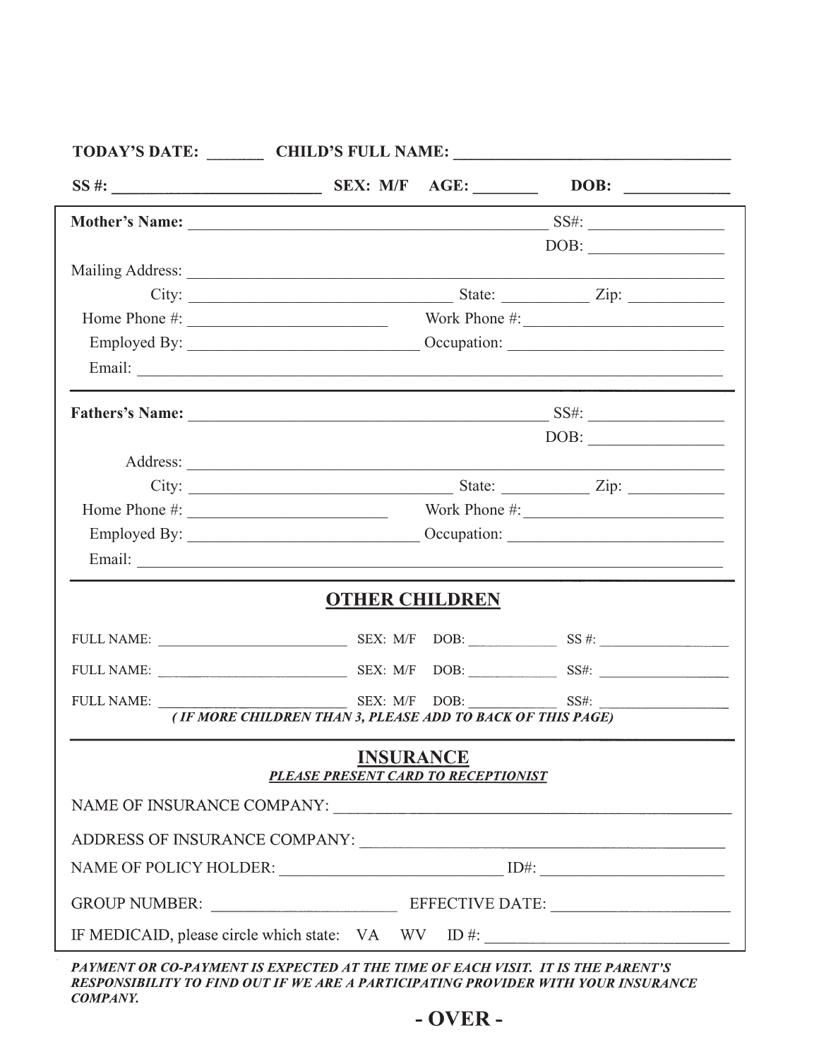**TODAY'S DATE:** _______ **CHILD'S FULL NAME:** ___________________________________

**SS #:** __________________________ **SEX: M/F** **AGE:** ________ **DOB:** _____________

**Mother's Name:** _____________________________________________ SS#: _________________

DOB: _________________

Mailing Address: ___________________________________________________________________

City: __________________________________ State: ___________ Zip: ____________

Home Phone #: _________________________ Work Phone #:_________________________

Employed By: _____________________________ Occupation: ___________________________

Email: ________________________________________________________________________

---

**Fathers's Name:** _____________________________________________ SS#: _________________

DOB: _________________

Address: ___________________________________________________________________

City: __________________________________ State: ___________ Zip: ____________

Home Phone #: _________________________ Work Phone #:_________________________

Employed By: _____________________________ Occupation: ___________________________

Email: ________________________________________________________________________

---

## OTHER CHILDREN

FULL NAME: ___________________________ SEX: M/F DOB: _____________ SS #: __________________

FULL NAME: ___________________________ SEX: M/F DOB: _____________ SS#: __________________

FULL NAME: ___________________________ SEX: M/F DOB: _____________ SS#: __________________

***( IF MORE CHILDREN THAN 3, PLEASE ADD TO BACK OF THIS PAGE)***

---

## INSURANCE

***PLEASE PRESENT CARD TO RECEPTIONIST***

NAME OF INSURANCE COMPANY: _________________________________________________

ADDRESS OF INSURANCE COMPANY: _____________________________________________

NAME OF POLICY HOLDER: ____________________________ ID#: _______________________

GROUP NUMBER: _______________________ EFFECTIVE DATE: ______________________

IF MEDICAID, please circle which state: VA WV ID #: _______________________________

***PAYMENT OR CO-PAYMENT IS EXPECTED AT THE TIME OF EACH VISIT. IT IS THE PARENT'S RESPONSIBILITY TO FIND OUT IF WE ARE A PARTICIPATING PROVIDER WITH YOUR INSURANCE COMPANY.***

**- OVER -**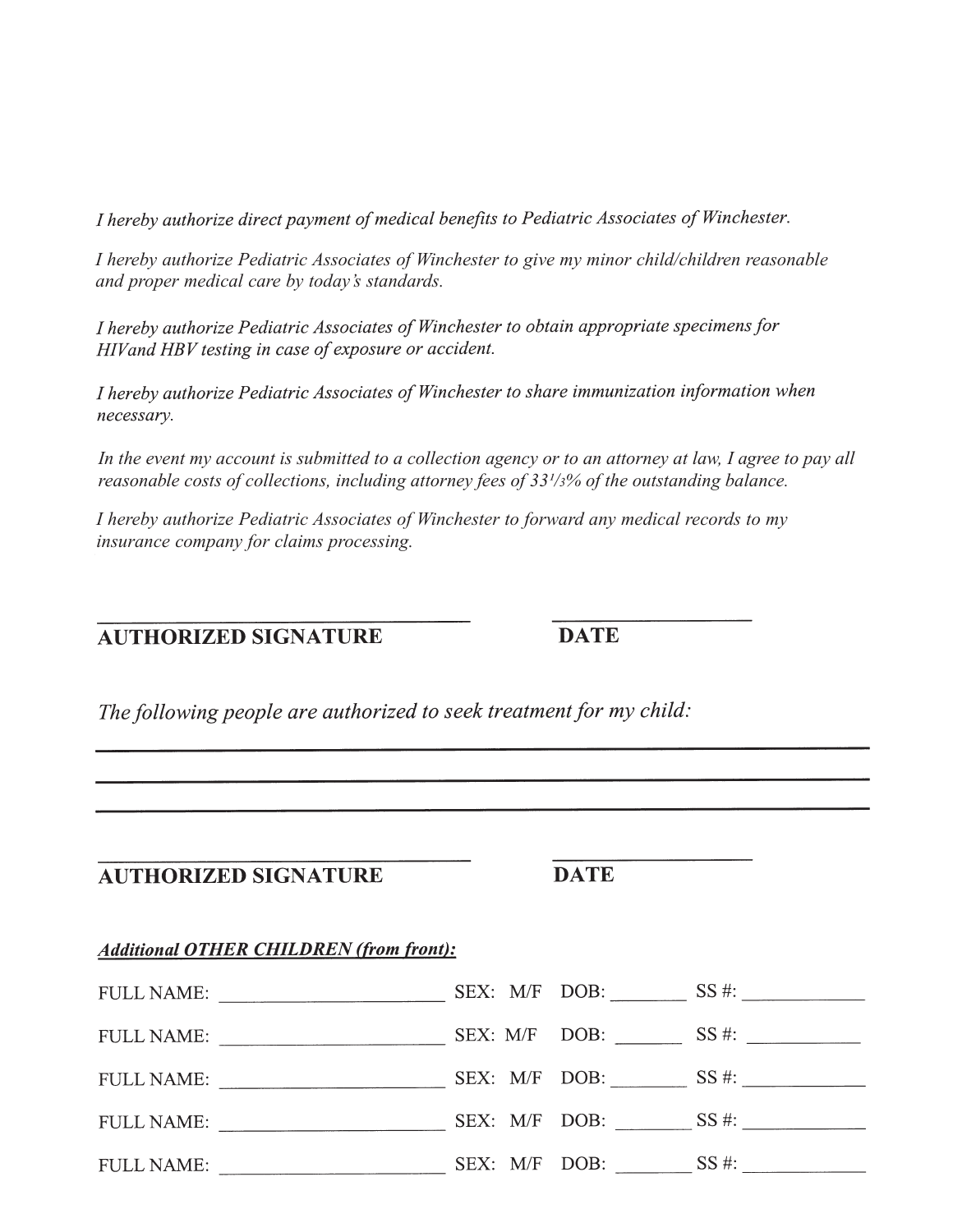*I hereby authorize direct payment of medical benefits to Pediatric Associates of Winchester.*

*I hereby authorize Pediatric Associates of Winchester to give my minor child/children reasonable and proper medical care by today's standards.*

*I hereby authorize Pediatric Associates of Winchester to obtain appropriate specimens for HIVand HBV testing in case of exposure or accident.*

*I hereby authorize Pediatric Associates of Winchester to share immunization information when necessary.*

*In the event my account is submitted to a collection agency or to an attorney at law, I agree to pay all reasonable costs of collections, including attorney fees of 33 1/3% of the outstanding balance.*

*I hereby authorize Pediatric Associates of Winchester to forward any medical records to my insurance company for claims processing.*

______________________________ ________________

**AUTHORIZED SIGNATURE** **DATE**

*The following people are authorized to seek treatment for my child:*

____________________________________________________________

____________________________________________________________

____________________________________________________________

______________________________ ________________

**AUTHORIZED SIGNATURE** **DATE**

***Additional OTHER CHILDREN (from front):***

FULL NAME: ____________________ SEX: M/F DOB: ________ SS #: ____________

FULL NAME: ____________________ SEX: M/F DOB: ________ SS #: ____________

FULL NAME: ____________________ SEX: M/F DOB: ________ SS #: ____________

FULL NAME: ____________________ SEX: M/F DOB: ________ SS #: ____________

FULL NAME: ____________________ SEX: M/F DOB: ________ SS #: ____________